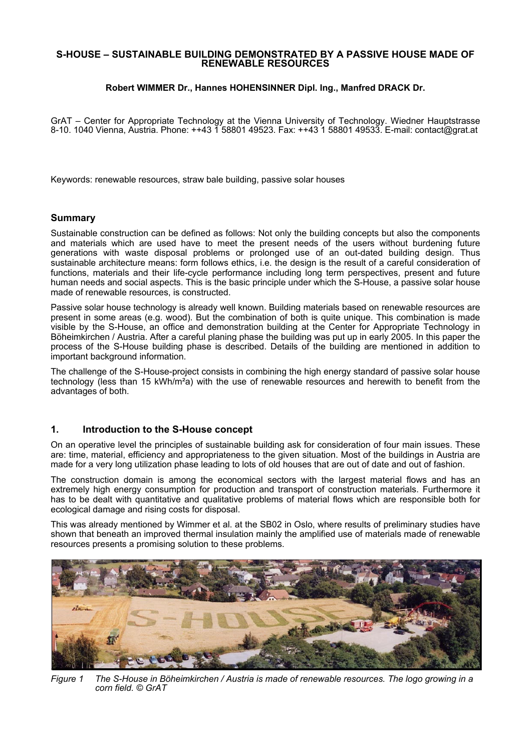# S-HOUSE – SUSTAINABLE BUILDING DEMONSTRATED BY A PASSIVE HOUSE MADE OF RENEWABLE RESOURCES

**Robert WIMMER Dr., Hannes HOHENSINNER Dipl. Ing., Manfred DRACK Dr.**

GrAT – Center for Appropriate Technology at the Vienna University of Technology. Wiedner Hauptstrasse 8-10. 1040 Vienna, Austria. Phone: ++43 1 58801 49523. Fax: ++43 1 58801 49533. E-mail: contact@grat.at

Keywords: renewable resources, straw bale building, passive solar houses

## Summary

Sustainable construction can be defined as follows: Not only the building concepts but also the components and materials which are used have to meet the present needs of the users without burdening future generations with waste disposal problems or prolonged use of an out-dated building design. Thus sustainable architecture means: form follows ethics, i.e. the design is the result of a careful consideration of functions, materials and their life-cycle performance including long term perspectives, present and future human needs and social aspects. This is the basic principle under which the S-House, a passive solar house made of renewable resources, is constructed.

Passive solar house technology is already well known. Building materials based on renewable resources are present in some areas (e.g. wood). But the combination of both is quite unique. This combination is made visible by the S-House, an office and demonstration building at the Center for Appropriate Technology in Böheimkirchen / Austria. After a careful planing phase the building was put up in early 2005. In this paper the process of the S-House building phase is described. Details of the building are mentioned in addition to important background information.

The challenge of the S-House-project consists in combining the high energy standard of passive solar house technology (less than 15 kWh/m²a) with the use of renewable resources and herewith to benefit from the advantages of both.

## 1. Introduction to the S-House concept

On an operative level the principles of sustainable building ask for consideration of four main issues. These are: time, material, efficiency and appropriateness to the given situation. Most of the buildings in Austria are made for a very long utilization phase leading to lots of old houses that are out of date and out of fashion.

The construction domain is among the economical sectors with the largest material flows and has an extremely high energy consumption for production and transport of construction materials. Furthermore it has to be dealt with quantitative and qualitative problems of material flows which are responsible both for ecological damage and rising costs for disposal.

This was already mentioned by Wimmer et al. at the SB02 in Oslo, where results of preliminary studies have shown that beneath an improved thermal insulation mainly the amplified use of materials made of renewable resources presents a promising solution to these problems.

*Figure 1 The S-House in Böheimkirchen / Austria is made of renewable resources. The logo growing in a corn field. © GrAT*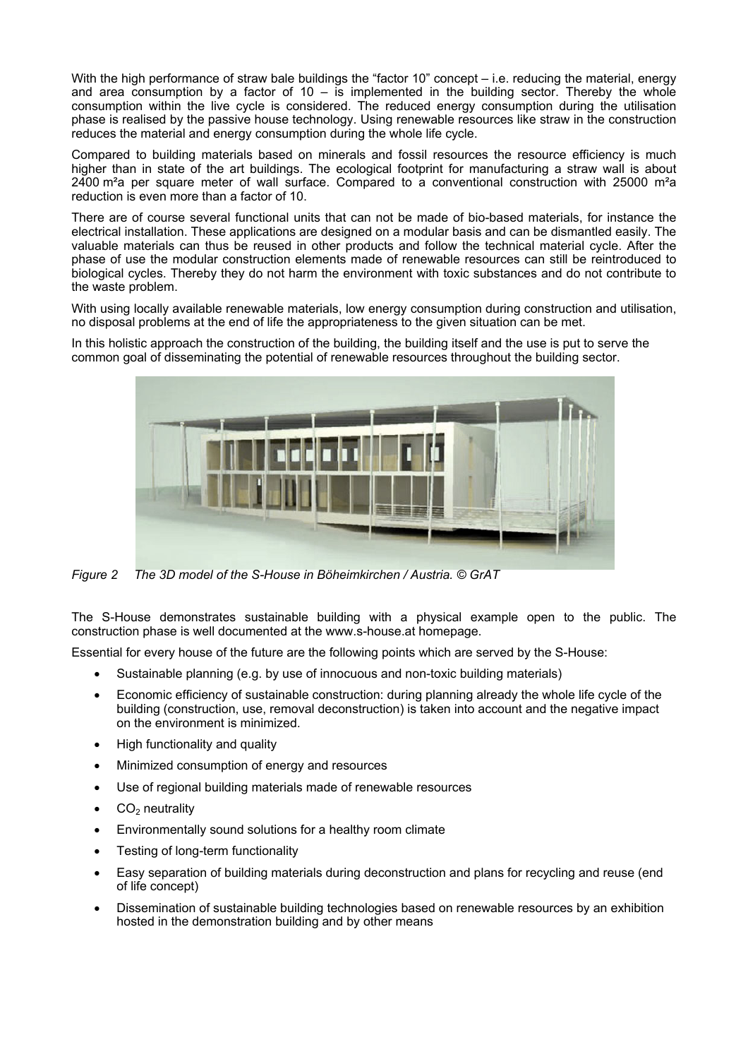With the high performance of straw bale buildings the "factor 10" concept – i.e. reducing the material, energy and area consumption by a factor of 10 – is implemented in the building sector. Thereby the whole consumption within the live cycle is considered. The reduced energy consumption during the utilisation phase is realised by the passive house technology. Using renewable resources like straw in the construction reduces the material and energy consumption during the whole life cycle.

Compared to building materials based on minerals and fossil resources the resource efficiency is much higher than in state of the art buildings. The ecological footprint for manufacturing a straw wall is about 2400 m²a per square meter of wall surface. Compared to a conventional construction with 25000 m²a reduction is even more than a factor of 10.

There are of course several functional units that can not be made of bio-based materials, for instance the electrical installation. These applications are designed on a modular basis and can be dismantled easily. The valuable materials can thus be reused in other products and follow the technical material cycle. After the phase of use the modular construction elements made of renewable resources can still be reintroduced to biological cycles. Thereby they do not harm the environment with toxic substances and do not contribute to the waste problem.

With using locally available renewable materials, low energy consumption during construction and utilisation, no disposal problems at the end of life the appropriateness to the given situation can be met.

In this holistic approach the construction of the building, the building itself and the use is put to serve the common goal of disseminating the potential of renewable resources throughout the building sector.

*Figure 2 The 3D model of the S-House in Böheimkirchen / Austria. © GrAT*

The S-House demonstrates sustainable building with a physical example open to the public. The construction phase is well documented at the www.s-house.at homepage.

Essential for every house of the future are the following points which are served by the S-House:

- Sustainable planning (e.g. by use of innocuous and non-toxic building materials)
- Economic efficiency of sustainable construction: during planning already the whole life cycle of the building (construction, use, removal deconstruction) is taken into account and the negative impact on the environment is minimized.
- High functionality and quality
- Minimized consumption of energy and resources
- Use of regional building materials made of renewable resources
- $CO_2$ neutrality
- Environmentally sound solutions for a healthy room climate
- Testing of long-term functionality
- Easy separation of building materials during deconstruction and plans for recycling and reuse (end of life concept)
- Dissemination of sustainable building technologies based on renewable resources by an exhibition hosted in the demonstration building and by other means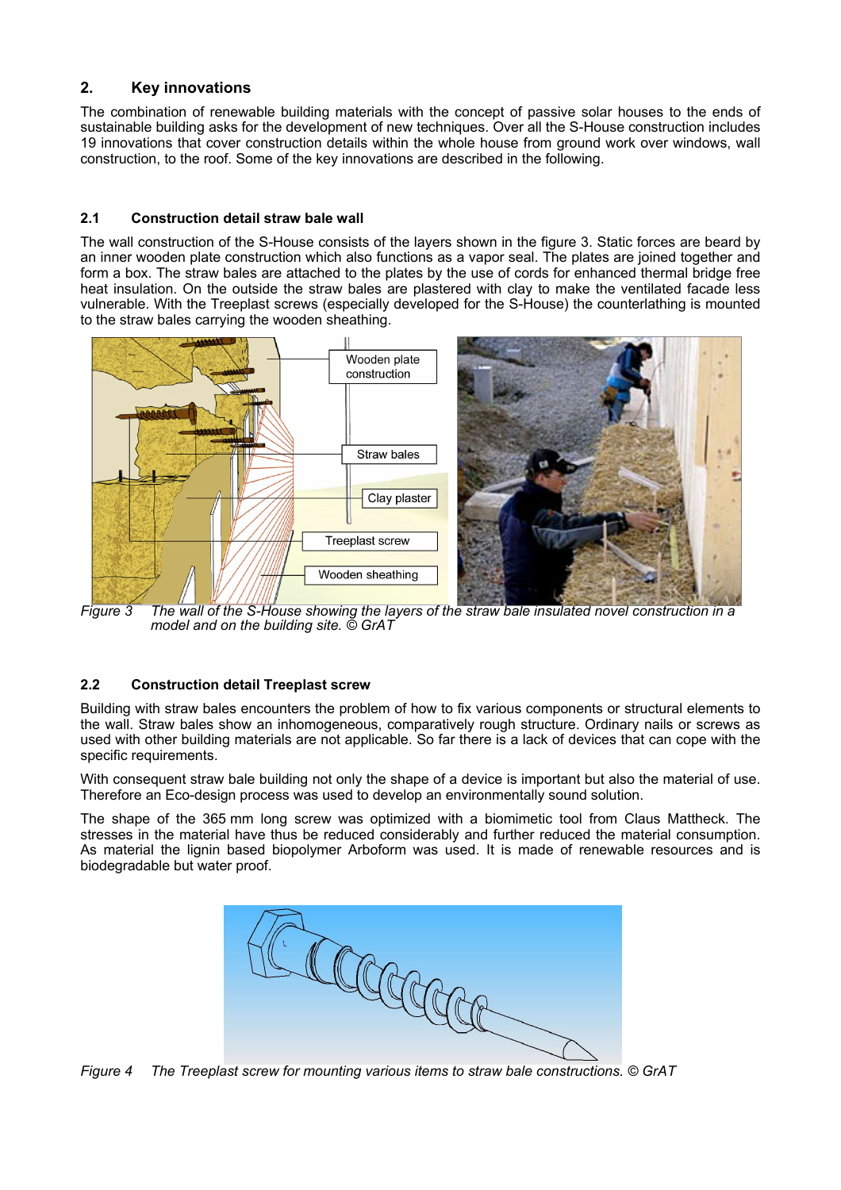## 2. Key innovations

The combination of renewable building materials with the concept of passive solar houses to the ends of sustainable building asks for the development of new techniques. Over all the S-House construction includes 19 innovations that cover construction details within the whole house from ground work over windows, wall construction, to the roof. Some of the key innovations are described in the following.

### 2.1 Construction detail straw bale wall

The wall construction of the S-House consists of the layers shown in the figure 3. Static forces are beard by an inner wooden plate construction which also functions as a vapor seal. The plates are joined together and form a box. The straw bales are attached to the plates by the use of cords for enhanced thermal bridge free heat insulation. On the outside the straw bales are plastered with clay to make the ventilated facade less vulnerable. With the Treeplast screws (especially developed for the S-House) the counterlathing is mounted to the straw bales carrying the wooden sheathing.

Wooden plate construction

Straw bales

Clay plaster

Treeplast screw

Wooden sheathing

*Figure 3 The wall of the S-House showing the layers of the straw bale insulated novel construction in a model and on the building site. © GrAT*

### 2.2 Construction detail Treeplast screw

Building with straw bales encounters the problem of how to fix various components or structural elements to the wall. Straw bales show an inhomogeneous, comparatively rough structure. Ordinary nails or screws as used with other building materials are not applicable. So far there is a lack of devices that can cope with the specific requirements.

With consequent straw bale building not only the shape of a device is important but also the material of use. Therefore an Eco-design process was used to develop an environmentally sound solution.

The shape of the 365 mm long screw was optimized with a biomimetic tool from Claus Mattheck. The stresses in the material have thus be reduced considerably and further reduced the material consumption. As material the lignin based biopolymer Arboform was used. It is made of renewable resources and is biodegradable but water proof.

*Figure 4 The Treeplast screw for mounting various items to straw bale constructions. © GrAT*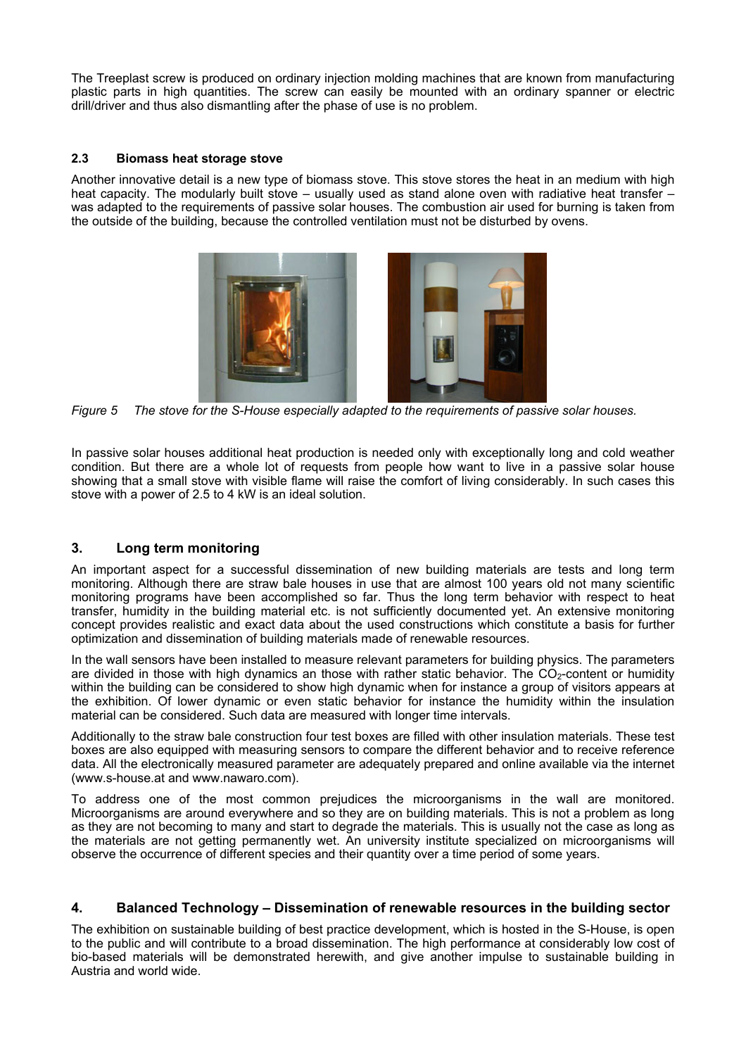The Treeplast screw is produced on ordinary injection molding machines that are known from manufacturing plastic parts in high quantities. The screw can easily be mounted with an ordinary spanner or electric drill/driver and thus also dismantling after the phase of use is no problem.

### 2.3 Biomass heat storage stove

Another innovative detail is a new type of biomass stove. This stove stores the heat in an medium with high heat capacity. The modularly built stove – usually used as stand alone oven with radiative heat transfer – was adapted to the requirements of passive solar houses. The combustion air used for burning is taken from the outside of the building, because the controlled ventilation must not be disturbed by ovens.

*Figure 5 The stove for the S-House especially adapted to the requirements of passive solar houses.*

In passive solar houses additional heat production is needed only with exceptionally long and cold weather condition. But there are a whole lot of requests from people how want to live in a passive solar house showing that a small stove with visible flame will raise the comfort of living considerably. In such cases this stove with a power of 2.5 to 4 kW is an ideal solution.

## 3. Long term monitoring

An important aspect for a successful dissemination of new building materials are tests and long term monitoring. Although there are straw bale houses in use that are almost 100 years old not many scientific monitoring programs have been accomplished so far. Thus the long term behavior with respect to heat transfer, humidity in the building material etc. is not sufficiently documented yet. An extensive monitoring concept provides realistic and exact data about the used constructions which constitute a basis for further optimization and dissemination of building materials made of renewable resources.

In the wall sensors have been installed to measure relevant parameters for building physics. The parameters are divided in those with high dynamics an those with rather static behavior. The $CO_2$-content or humidity within the building can be considered to show high dynamic when for instance a group of visitors appears at the exhibition. Of lower dynamic or even static behavior for instance the humidity within the insulation material can be considered. Such data are measured with longer time intervals.

Additionally to the straw bale construction four test boxes are filled with other insulation materials. These test boxes are also equipped with measuring sensors to compare the different behavior and to receive reference data. All the electronically measured parameter are adequately prepared and online available via the internet (www.s-house.at and www.nawaro.com).

To address one of the most common prejudices the microorganisms in the wall are monitored. Microorganisms are around everywhere and so they are on building materials. This is not a problem as long as they are not becoming to many and start to degrade the materials. This is usually not the case as long as the materials are not getting permanently wet. An university institute specialized on microorganisms will observe the occurrence of different species and their quantity over a time period of some years.

## 4. Balanced Technology – Dissemination of renewable resources in the building sector

The exhibition on sustainable building of best practice development, which is hosted in the S-House, is open to the public and will contribute to a broad dissemination. The high performance at considerably low cost of bio-based materials will be demonstrated herewith, and give another impulse to sustainable building in Austria and world wide.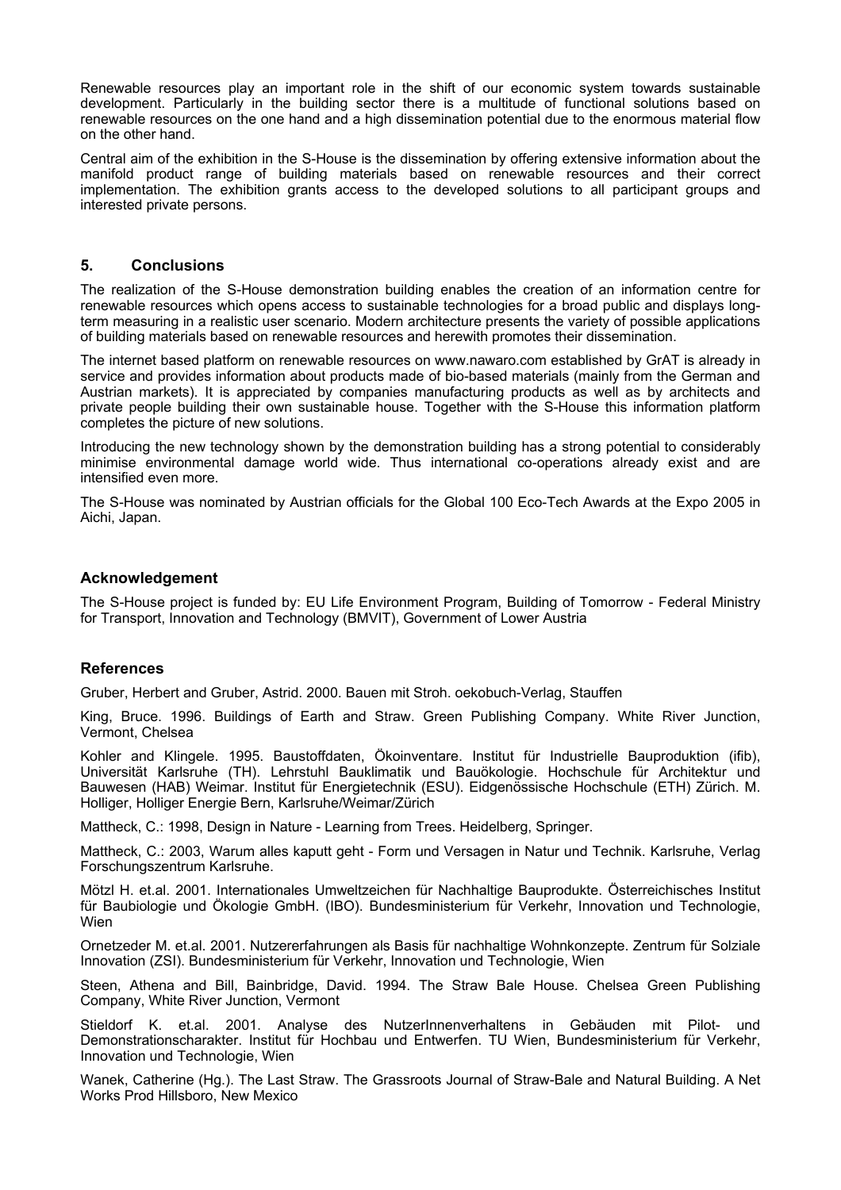Renewable resources play an important role in the shift of our economic system towards sustainable development. Particularly in the building sector there is a multitude of functional solutions based on renewable resources on the one hand and a high dissemination potential due to the enormous material flow on the other hand.

Central aim of the exhibition in the S-House is the dissemination by offering extensive information about the manifold product range of building materials based on renewable resources and their correct implementation. The exhibition grants access to the developed solutions to all participant groups and interested private persons.

## 5. Conclusions

The realization of the S-House demonstration building enables the creation of an information centre for renewable resources which opens access to sustainable technologies for a broad public and displays long-term measuring in a realistic user scenario. Modern architecture presents the variety of possible applications of building materials based on renewable resources and herewith promotes their dissemination.

The internet based platform on renewable resources on www.nawaro.com established by GrAT is already in service and provides information about products made of bio-based materials (mainly from the German and Austrian markets). It is appreciated by companies manufacturing products as well as by architects and private people building their own sustainable house. Together with the S-House this information platform completes the picture of new solutions.

Introducing the new technology shown by the demonstration building has a strong potential to considerably minimise environmental damage world wide. Thus international co-operations already exist and are intensified even more.

The S-House was nominated by Austrian officials for the Global 100 Eco-Tech Awards at the Expo 2005 in Aichi, Japan.

## Acknowledgement

The S-House project is funded by: EU Life Environment Program, Building of Tomorrow - Federal Ministry for Transport, Innovation and Technology (BMVIT), Government of Lower Austria

## References

Gruber, Herbert and Gruber, Astrid. 2000. Bauen mit Stroh. oekobuch-Verlag, Stauffen

King, Bruce. 1996. Buildings of Earth and Straw. Green Publishing Company. White River Junction, Vermont, Chelsea

Kohler and Klingele. 1995. Baustoffdaten, Ökoinventare. Institut für Industrielle Bauproduktion (ifib), Universität Karlsruhe (TH). Lehrstuhl Bauklimatik und Bauökologie. Hochschule für Architektur und Bauwesen (HAB) Weimar. Institut für Energietechnik (ESU). Eidgenössische Hochschule (ETH) Zürich. M. Holliger, Holliger Energie Bern, Karlsruhe/Weimar/Zürich

Mattheck, C.: 1998, Design in Nature - Learning from Trees. Heidelberg, Springer.

Mattheck, C.: 2003, Warum alles kaputt geht - Form und Versagen in Natur und Technik. Karlsruhe, Verlag Forschungszentrum Karlsruhe.

Mötzl H. et.al. 2001. Internationales Umweltzeichen für Nachhaltige Bauprodukte. Österreichisches Institut für Baubiologie und Ökologie GmbH. (IBO). Bundesministerium für Verkehr, Innovation und Technologie, Wien

Ornetzeder M. et.al. 2001. Nutzererfahrungen als Basis für nachhaltige Wohnkonzepte. Zentrum für Solziale Innovation (ZSI). Bundesministerium für Verkehr, Innovation und Technologie, Wien

Steen, Athena and Bill, Bainbridge, David. 1994. The Straw Bale House. Chelsea Green Publishing Company, White River Junction, Vermont

Stieldorf K. et.al. 2001. Analyse des NutzerInnenverhaltens in Gebäuden mit Pilot- und Demonstrationscharakter. Institut für Hochbau und Entwerfen. TU Wien, Bundesministerium für Verkehr, Innovation und Technologie, Wien

Wanek, Catherine (Hg.). The Last Straw. The Grassroots Journal of Straw-Bale and Natural Building. A Net Works Prod Hillsboro, New Mexico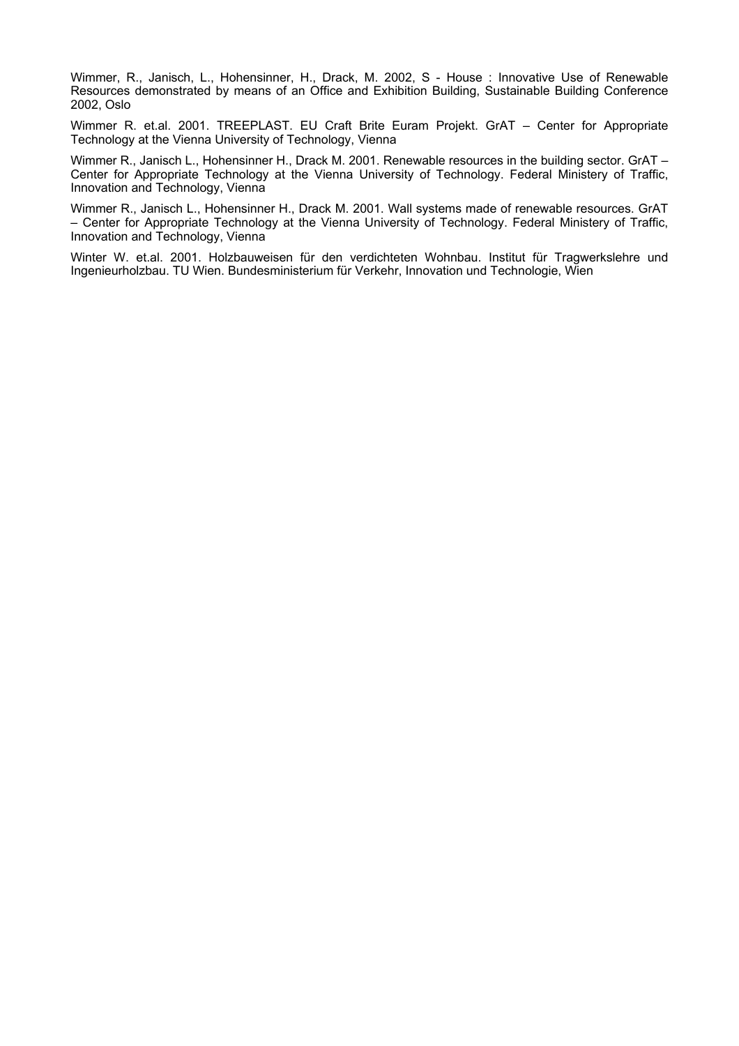Wimmer, R., Janisch, L., Hohensinner, H., Drack, M. 2002, S - House : Innovative Use of Renewable Resources demonstrated by means of an Office and Exhibition Building, Sustainable Building Conference 2002, Oslo

Wimmer R. et.al. 2001. TREEPLAST. EU Craft Brite Euram Projekt. GrAT – Center for Appropriate Technology at the Vienna University of Technology, Vienna

Wimmer R., Janisch L., Hohensinner H., Drack M. 2001. Renewable resources in the building sector. GrAT – Center for Appropriate Technology at the Vienna University of Technology. Federal Ministery of Traffic, Innovation and Technology, Vienna

Wimmer R., Janisch L., Hohensinner H., Drack M. 2001. Wall systems made of renewable resources. GrAT – Center for Appropriate Technology at the Vienna University of Technology. Federal Ministery of Traffic, Innovation and Technology, Vienna

Winter W. et.al. 2001. Holzbauweisen für den verdichteten Wohnbau. Institut für Tragwerkslehre und Ingenieurholzbau. TU Wien. Bundesministerium für Verkehr, Innovation und Technologie, Wien